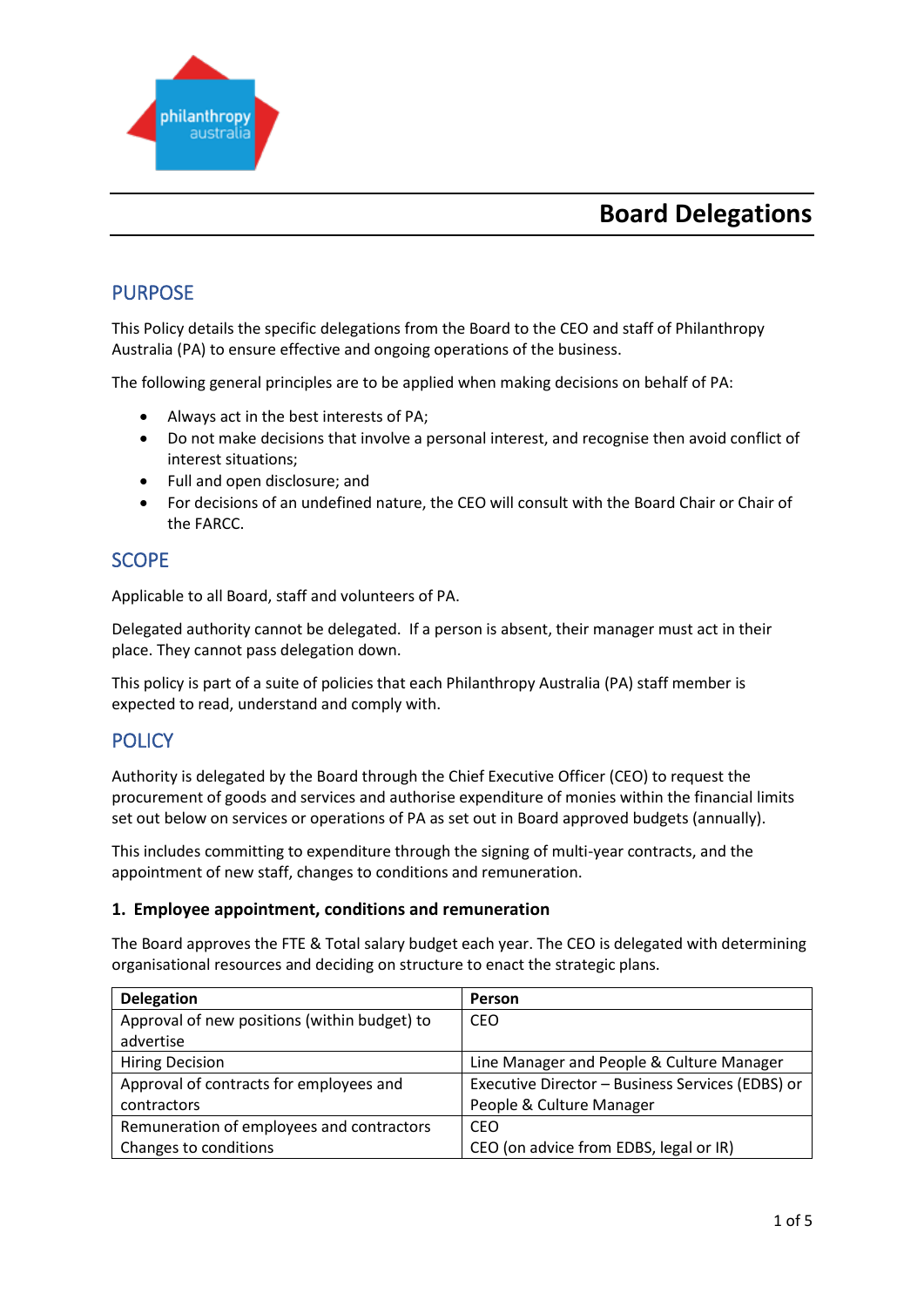# Board Delegations

## PURPOSE

This Policy details the specific delegations from the Board to the CEO and staff of Philanthropy Australia (PA) to ensure effective and ongoing operations of the business.

The following general principles are to be applied when making decisions on behalf of PA:

- Always act in the best interests of PA;
- Do not make decisions that involve a personal interest, and recognise then avoid conflict of interest situations;
- Full and open disclosure; and
- For decisions of an undefined nature, the CEO will consult with the Board Chair or Chair of the FARCC.

## SCOPE

Applicable to all Board, staff and volunteers of PA.

Delegated authority cannot be delegated. If a person is absent, their manager must act in their place. They cannot pass delegation down.

This policy is part of a suite of policies that each Philanthropy Australia (PA) staff member is expected to read, understand and comply with.

## POLICY

Authority is delegated by the Board through the Chief Executive Officer (CEO) to request the procurement of goods and services and authorise expenditure of monies within the financial limits set out below on services or operations of PA as set out in Board approved budgets (annually).

This includes committing to expenditure through the signing of multi-year contracts, and the appointment of new staff, changes to conditions and remuneration.

### 1. Employee appointment, conditions and remuneration

The Board approves the FTE & Total salary budget each year. The CEO is delegated with determining organisational resources and deciding on structure to enact the strategic plans.

| Delegation | Person |
|---|---|
| Approval of new positions (within budget) to advertise | CEO |
| Hiring Decision | Line Manager and People & Culture Manager |
| Approval of contracts for employees and contractors | Executive Director – Business Services (EDBS) or People & Culture Manager |
| Remuneration of employees and contractors | CEO |
| Changes to conditions | CEO (on advice from EDBS, legal or IR) |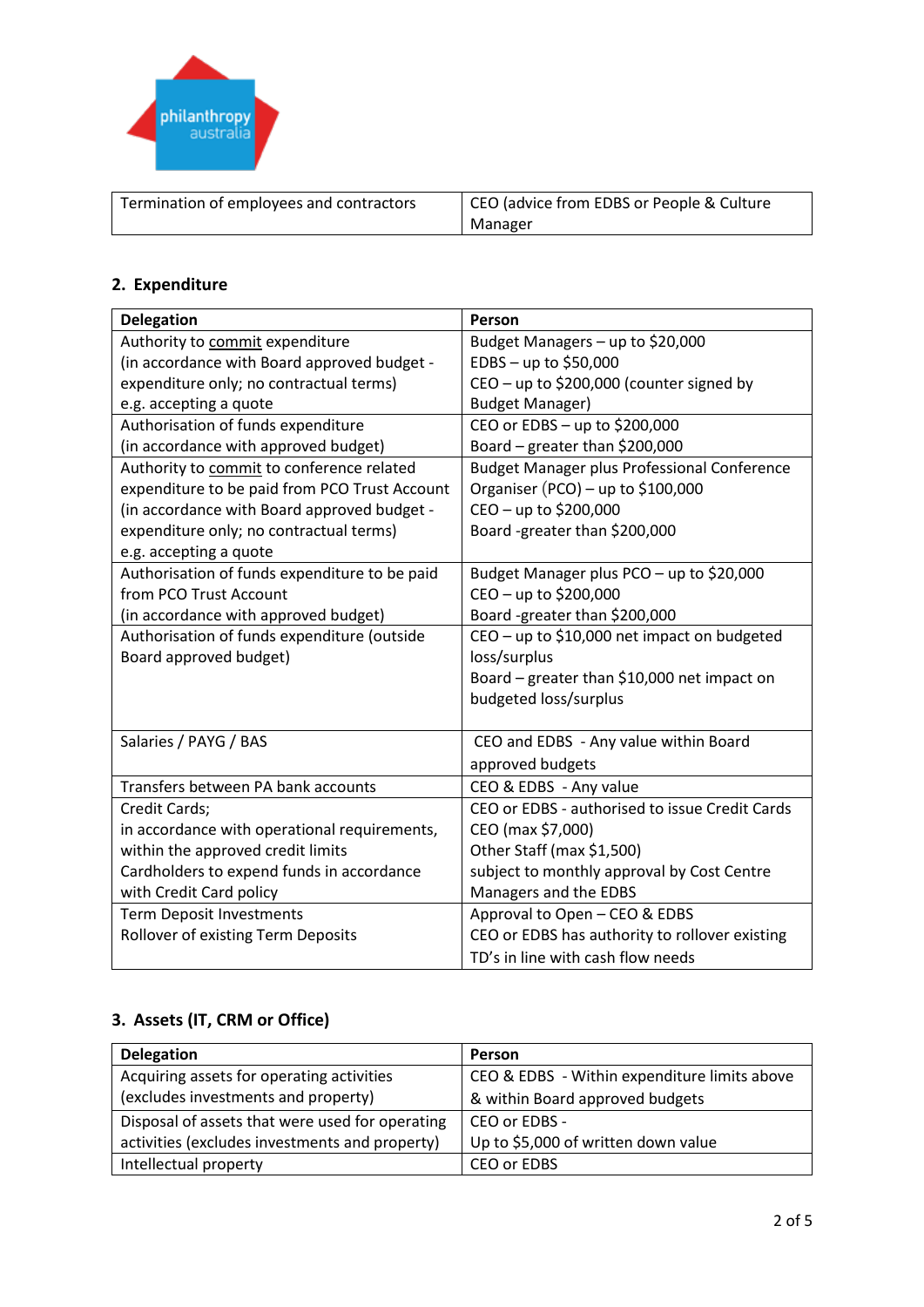| Termination of employees and contractors | CEO (advice from EDBS or People & Culture Manager |
|---|---|

## 2. Expenditure

| Delegation | Person |
|---|---|
| Authority to commit expenditure (in accordance with Board approved budget - expenditure only; no contractual terms) e.g. accepting a quote | Budget Managers – up to $20,000<br>EDBS – up to $50,000<br>CEO – up to $200,000 (counter signed by Budget Manager) |
| Authorisation of funds expenditure (in accordance with approved budget) | CEO or EDBS – up to $200,000<br>Board – greater than $200,000 |
| Authority to commit to conference related expenditure to be paid from PCO Trust Account (in accordance with Board approved budget - expenditure only; no contractual terms) e.g. accepting a quote | Budget Manager plus Professional Conference Organiser (PCO) – up to $100,000<br>CEO – up to $200,000<br>Board -greater than $200,000 |
| Authorisation of funds expenditure to be paid from PCO Trust Account (in accordance with approved budget) | Budget Manager plus PCO – up to $20,000<br>CEO – up to $200,000<br>Board -greater than $200,000 |
| Authorisation of funds expenditure (outside Board approved budget) | CEO – up to $10,000 net impact on budgeted loss/surplus<br>Board – greater than $10,000 net impact on budgeted loss/surplus |
| Salaries / PAYG / BAS | CEO and EDBS - Any value within Board approved budgets |
| Transfers between PA bank accounts | CEO & EDBS - Any value |
| Credit Cards;<br>in accordance with operational requirements, within the approved credit limits<br>Cardholders to expend funds in accordance with Credit Card policy | CEO or EDBS - authorised to issue Credit Cards<br>CEO (max $7,000)<br>Other Staff (max $1,500)<br>subject to monthly approval by Cost Centre Managers and the EDBS |
| Term Deposit Investments<br>Rollover of existing Term Deposits | Approval to Open – CEO & EDBS<br>CEO or EDBS has authority to rollover existing TD's in line with cash flow needs |

## 3. Assets (IT, CRM or Office)

| Delegation | Person |
|---|---|
| Acquiring assets for operating activities (excludes investments and property) | CEO & EDBS - Within expenditure limits above & within Board approved budgets |
| Disposal of assets that were used for operating activities (excludes investments and property) | CEO or EDBS -<br>Up to $5,000 of written down value |
| Intellectual property | CEO or EDBS |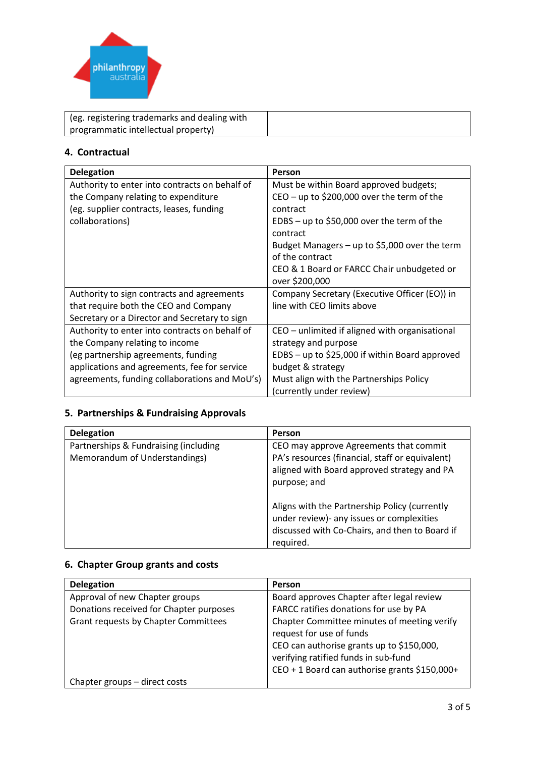| | |
|---|---|
| (eg. registering trademarks and dealing with programmatic intellectual property) | |

## 4. Contractual

| Delegation | Person |
|---|---|
| Authority to enter into contracts on behalf of the Company relating to expenditure (eg. supplier contracts, leases, funding collaborations) | Must be within Board approved budgets; CEO – up to $200,000 over the term of the contract EDBS – up to $50,000 over the term of the contract Budget Managers – up to $5,000 over the term of the contract CEO & 1 Board or FARCC Chair unbudgeted or over $200,000 |
| Authority to sign contracts and agreements that require both the CEO and Company Secretary or a Director and Secretary to sign | Company Secretary (Executive Officer (EO)) in line with CEO limits above |
| Authority to enter into contracts on behalf of the Company relating to income (eg partnership agreements, funding applications and agreements, fee for service agreements, funding collaborations and MoU's) | CEO – unlimited if aligned with organisational strategy and purpose EDBS – up to $25,000 if within Board approved budget & strategy Must align with the Partnerships Policy (currently under review) |

## 5. Partnerships & Fundraising Approvals

| Delegation | Person |
|---|---|
| Partnerships & Fundraising (including Memorandum of Understandings) | CEO may approve Agreements that commit PA's resources (financial, staff or equivalent) aligned with Board approved strategy and PA purpose; and<br><br>Aligns with the Partnership Policy (currently under review)- any issues or complexities discussed with Co-Chairs, and then to Board if required. |

## 6. Chapter Group grants and costs

| Delegation | Person |
|---|---|
| Approval of new Chapter groups Donations received for Chapter purposes Grant requests by Chapter Committees<br><br>Chapter groups – direct costs | Board approves Chapter after legal review FARCC ratifies donations for use by PA Chapter Committee minutes of meeting verify request for use of funds CEO can authorise grants up to $150,000, verifying ratified funds in sub-fund CEO + 1 Board can authorise grants $150,000+ |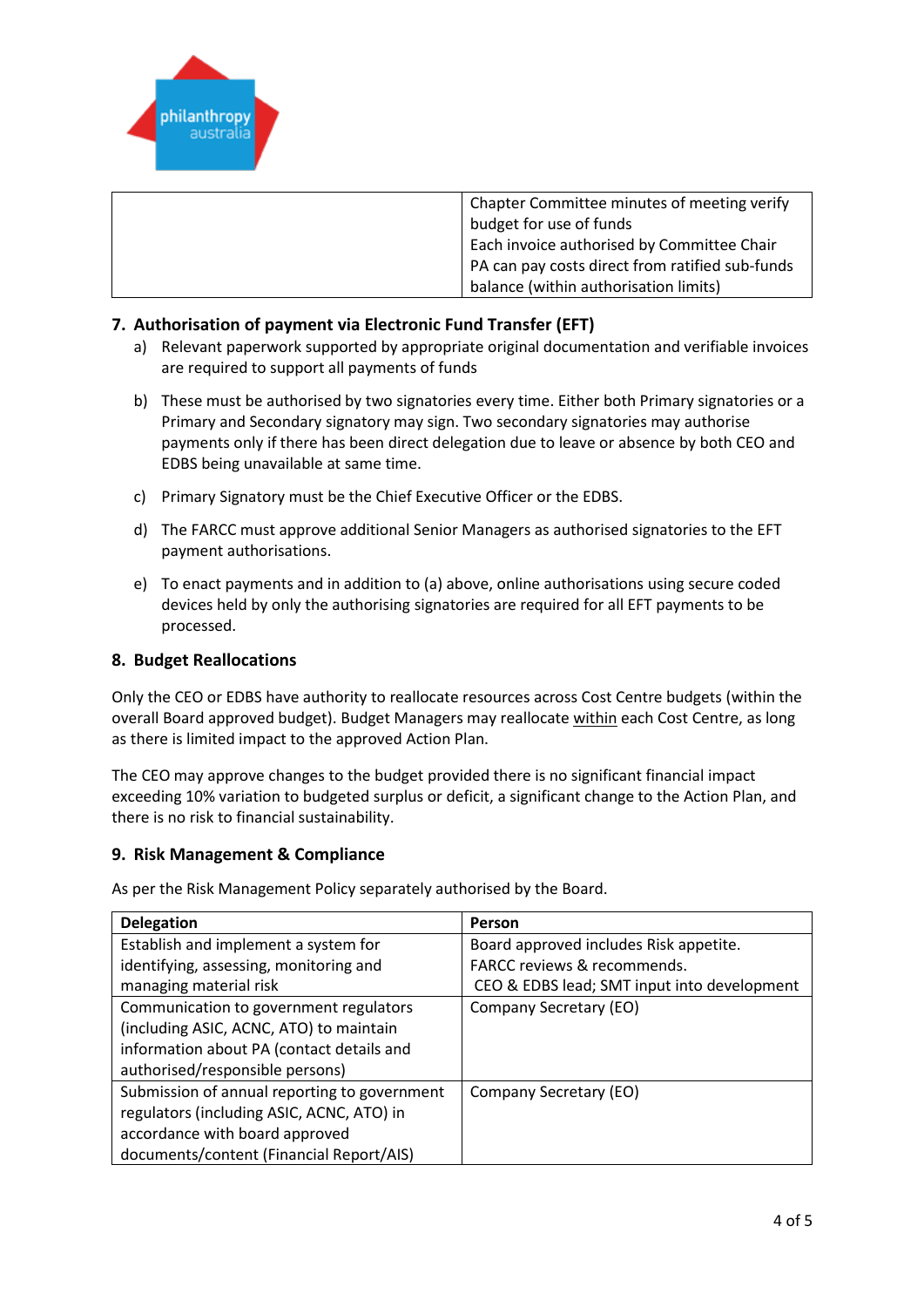| | |
|---|---|
| | Chapter Committee minutes of meeting verify budget for use of funds<br>Each invoice authorised by Committee Chair<br>PA can pay costs direct from ratified sub-funds balance (within authorisation limits) |

## 7. Authorisation of payment via Electronic Fund Transfer (EFT)

a) Relevant paperwork supported by appropriate original documentation and verifiable invoices are required to support all payments of funds

b) These must be authorised by two signatories every time. Either both Primary signatories or a Primary and Secondary signatory may sign. Two secondary signatories may authorise payments only if there has been direct delegation due to leave or absence by both CEO and EDBS being unavailable at same time.

c) Primary Signatory must be the Chief Executive Officer or the EDBS.

d) The FARCC must approve additional Senior Managers as authorised signatories to the EFT payment authorisations.

e) To enact payments and in addition to (a) above, online authorisations using secure coded devices held by only the authorising signatories are required for all EFT payments to be processed.

## 8. Budget Reallocations

Only the CEO or EDBS have authority to reallocate resources across Cost Centre budgets (within the overall Board approved budget). Budget Managers may reallocate <u>within</u> each Cost Centre, as long as there is limited impact to the approved Action Plan.

The CEO may approve changes to the budget provided there is no significant financial impact exceeding 10% variation to budgeted surplus or deficit, a significant change to the Action Plan, and there is no risk to financial sustainability.

## 9. Risk Management & Compliance

As per the Risk Management Policy separately authorised by the Board.

| Delegation | Person |
|---|---|
| Establish and implement a system for identifying, assessing, monitoring and managing material risk | Board approved includes Risk appetite.<br>FARCC reviews & recommends.<br>CEO & EDBS lead; SMT input into development |
| Communication to government regulators (including ASIC, ACNC, ATO) to maintain information about PA (contact details and authorised/responsible persons) | Company Secretary (EO) |
| Submission of annual reporting to government regulators (including ASIC, ACNC, ATO) in accordance with board approved documents/content (Financial Report/AIS) | Company Secretary (EO) |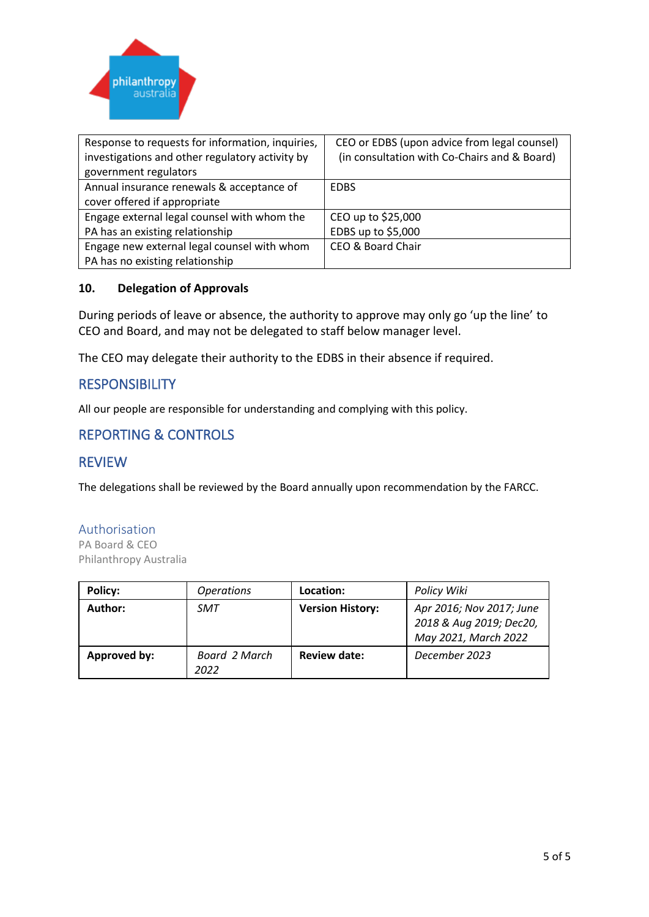| | |
|---|---|
| Response to requests for information, inquiries, investigations and other regulatory activity by government regulators | CEO or EDBS (upon advice from legal counsel) (in consultation with Co-Chairs and & Board) |
| Annual insurance renewals & acceptance of cover offered if appropriate | EDBS |
| Engage external legal counsel with whom the PA has an existing relationship | CEO up to $25,000<br>EDBS up to $5,000 |
| Engage new external legal counsel with whom PA has no existing relationship | CEO & Board Chair |

**10. Delegation of Approvals**

During periods of leave or absence, the authority to approve may only go 'up the line' to CEO and Board, and may not be delegated to staff below manager level.

The CEO may delegate their authority to the EDBS in their absence if required.

## RESPONSIBILITY

All our people are responsible for understanding and complying with this policy.

## REPORTING & CONTROLS

## REVIEW

The delegations shall be reviewed by the Board annually upon recommendation by the FARCC.

### Authorisation

PA Board & CEO
Philanthropy Australia

| | | | |
|---|---|---|---|
| **Policy:** | *Operations* | **Location:** | *Policy Wiki* |
| **Author:** | *SMT* | **Version History:** | *Apr 2016; Nov 2017; June 2018 & Aug 2019; Dec20, May 2021, March 2022* |
| **Approved by:** | *Board 2 March 2022* | **Review date:** | *December 2023* |